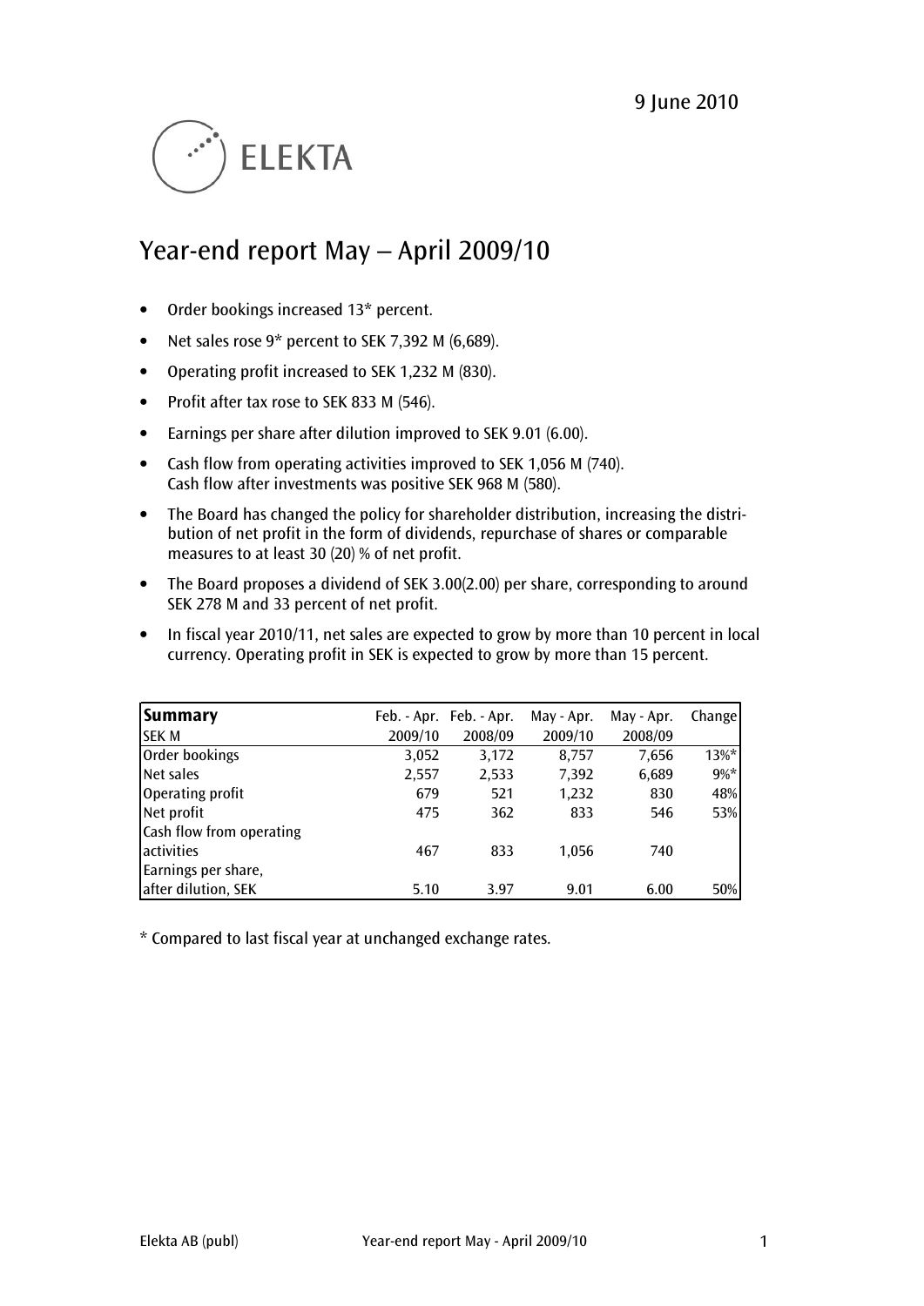9 June 2010

ELEKTA

# Year-end report May – April 2009/10

- Order bookings increased 13* percent.
- Net sales rose 9* percent to SEK 7,392 M (6,689).
- Operating profit increased to SEK 1,232 M (830).
- Profit after tax rose to SEK 833 M (546).
- Earnings per share after dilution improved to SEK 9.01 (6.00).
- Cash flow from operating activities improved to SEK 1,056 M (740).
  Cash flow after investments was positive SEK 968 M (580).
- The Board has changed the policy for shareholder distribution, increasing the distribution of net profit in the form of dividends, repurchase of shares or comparable measures to at least 30 (20) % of net profit.
- The Board proposes a dividend of SEK 3.00(2.00) per share, corresponding to around SEK 278 M and 33 percent of net profit.
- In fiscal year 2010/11, net sales are expected to grow by more than 10 percent in local currency. Operating profit in SEK is expected to grow by more than 15 percent.

| **Summary** SEK M | Feb. - Apr. 2009/10 | Feb. - Apr. 2008/09 | May - Apr. 2009/10 | May - Apr. 2008/09 | Change |
|---|---|---|---|---|---|
| Order bookings | 3,052 | 3,172 | 8,757 | 7,656 | 13%* |
| Net sales | 2,557 | 2,533 | 7,392 | 6,689 | 9%* |
| Operating profit | 679 | 521 | 1,232 | 830 | 48% |
| Net profit | 475 | 362 | 833 | 546 | 53% |
| Cash flow from operating activities | 467 | 833 | 1,056 | 740 | |
| Earnings per share, after dilution, SEK | 5.10 | 3.97 | 9.01 | 6.00 | 50% |

* Compared to last fiscal year at unchanged exchange rates.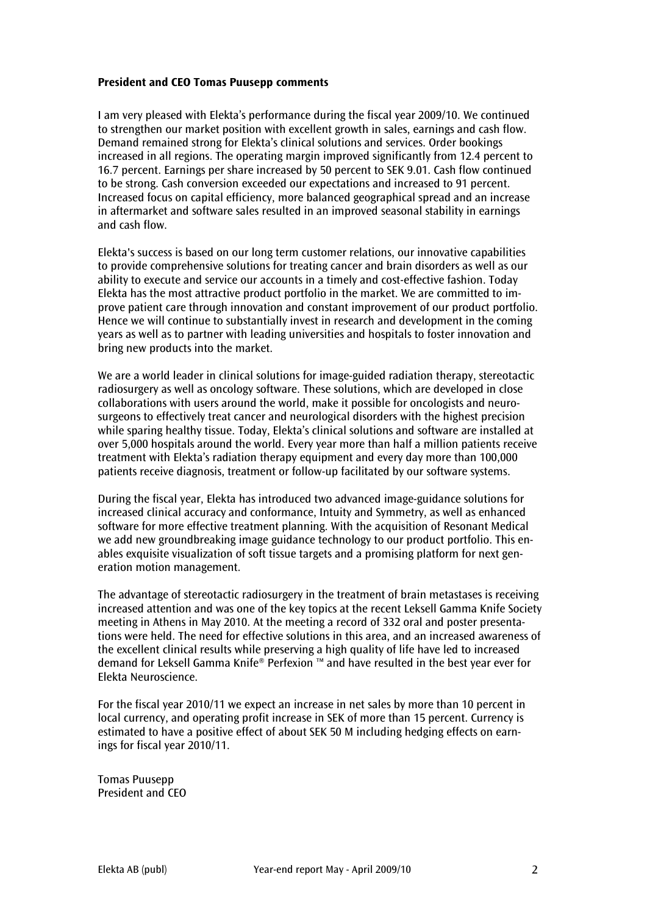**President and CEO Tomas Puusepp comments**

I am very pleased with Elekta's performance during the fiscal year 2009/10. We continued to strengthen our market position with excellent growth in sales, earnings and cash flow. Demand remained strong for Elekta's clinical solutions and services. Order bookings increased in all regions. The operating margin improved significantly from 12.4 percent to 16.7 percent. Earnings per share increased by 50 percent to SEK 9.01. Cash flow continued to be strong. Cash conversion exceeded our expectations and increased to 91 percent. Increased focus on capital efficiency, more balanced geographical spread and an increase in aftermarket and software sales resulted in an improved seasonal stability in earnings and cash flow.

Elekta's success is based on our long term customer relations, our innovative capabilities to provide comprehensive solutions for treating cancer and brain disorders as well as our ability to execute and service our accounts in a timely and cost-effective fashion. Today Elekta has the most attractive product portfolio in the market. We are committed to improve patient care through innovation and constant improvement of our product portfolio. Hence we will continue to substantially invest in research and development in the coming years as well as to partner with leading universities and hospitals to foster innovation and bring new products into the market.

We are a world leader in clinical solutions for image-guided radiation therapy, stereotactic radiosurgery as well as oncology software. These solutions, which are developed in close collaborations with users around the world, make it possible for oncologists and neurosurgeons to effectively treat cancer and neurological disorders with the highest precision while sparing healthy tissue. Today, Elekta's clinical solutions and software are installed at over 5,000 hospitals around the world. Every year more than half a million patients receive treatment with Elekta's radiation therapy equipment and every day more than 100,000 patients receive diagnosis, treatment or follow-up facilitated by our software systems.

During the fiscal year, Elekta has introduced two advanced image-guidance solutions for increased clinical accuracy and conformance, Intuity and Symmetry, as well as enhanced software for more effective treatment planning. With the acquisition of Resonant Medical we add new groundbreaking image guidance technology to our product portfolio. This enables exquisite visualization of soft tissue targets and a promising platform for next generation motion management.

The advantage of stereotactic radiosurgery in the treatment of brain metastases is receiving increased attention and was one of the key topics at the recent Leksell Gamma Knife Society meeting in Athens in May 2010. At the meeting a record of 332 oral and poster presentations were held. The need for effective solutions in this area, and an increased awareness of the excellent clinical results while preserving a high quality of life have led to increased demand for Leksell Gamma Knife® Perfexion ™ and have resulted in the best year ever for Elekta Neuroscience.

For the fiscal year 2010/11 we expect an increase in net sales by more than 10 percent in local currency, and operating profit increase in SEK of more than 15 percent. Currency is estimated to have a positive effect of about SEK 50 M including hedging effects on earnings for fiscal year 2010/11.

Tomas Puusepp
President and CEO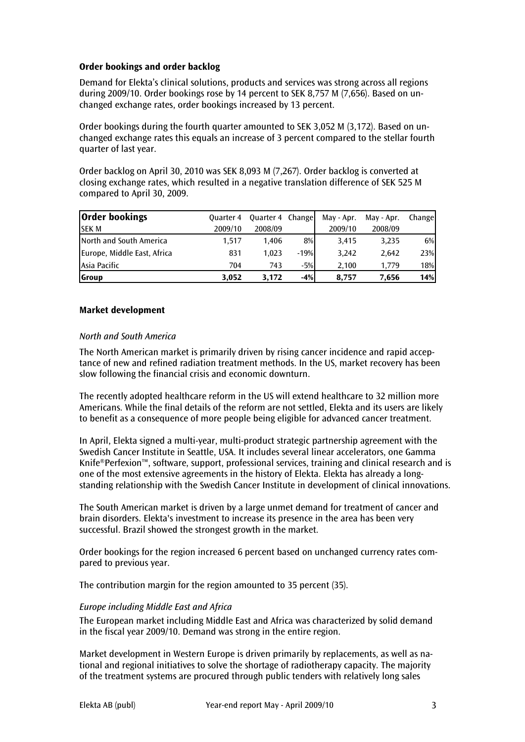### Order bookings and order backlog

Demand for Elekta's clinical solutions, products and services was strong across all regions during 2009/10. Order bookings rose by 14 percent to SEK 8,757 M (7,656). Based on unchanged exchange rates, order bookings increased by 13 percent.

Order bookings during the fourth quarter amounted to SEK 3,052 M (3,172). Based on unchanged exchange rates this equals an increase of 3 percent compared to the stellar fourth quarter of last year.

Order backlog on April 30, 2010 was SEK 8,093 M (7,267). Order backlog is converted at closing exchange rates, which resulted in a negative translation difference of SEK 525 M compared to April 30, 2009.

| **Order bookings** | Quarter 4 | Quarter 4 | Change | May - Apr. | May - Apr. | Change |
|---|---|---|---|---|---|---|
| SEK M | 2009/10 | 2008/09 | | 2009/10 | 2008/09 | |
| North and South America | 1,517 | 1,406 | 8% | 3,415 | 3,235 | 6% |
| Europe, Middle East, Africa | 831 | 1,023 | -19% | 3,242 | 2,642 | 23% |
| Asia Pacific | 704 | 743 | -5% | 2,100 | 1,779 | 18% |
| **Group** | **3,052** | **3,172** | **-4%** | **8,757** | **7,656** | **14%** |

### Market development

*North and South America*

The North American market is primarily driven by rising cancer incidence and rapid acceptance of new and refined radiation treatment methods. In the US, market recovery has been slow following the financial crisis and economic downturn.

The recently adopted healthcare reform in the US will extend healthcare to 32 million more Americans. While the final details of the reform are not settled, Elekta and its users are likely to benefit as a consequence of more people being eligible for advanced cancer treatment.

In April, Elekta signed a multi-year, multi-product strategic partnership agreement with the Swedish Cancer Institute in Seattle, USA. It includes several linear accelerators, one Gamma Knife®Perfexion™, software, support, professional services, training and clinical research and is one of the most extensive agreements in the history of Elekta. Elekta has already a long-standing relationship with the Swedish Cancer Institute in development of clinical innovations.

The South American market is driven by a large unmet demand for treatment of cancer and brain disorders. Elekta's investment to increase its presence in the area has been very successful. Brazil showed the strongest growth in the market.

Order bookings for the region increased 6 percent based on unchanged currency rates compared to previous year.

The contribution margin for the region amounted to 35 percent (35).

*Europe including Middle East and Africa*

The European market including Middle East and Africa was characterized by solid demand in the fiscal year 2009/10. Demand was strong in the entire region.

Market development in Western Europe is driven primarily by replacements, as well as national and regional initiatives to solve the shortage of radiotherapy capacity. The majority of the treatment systems are procured through public tenders with relatively long sales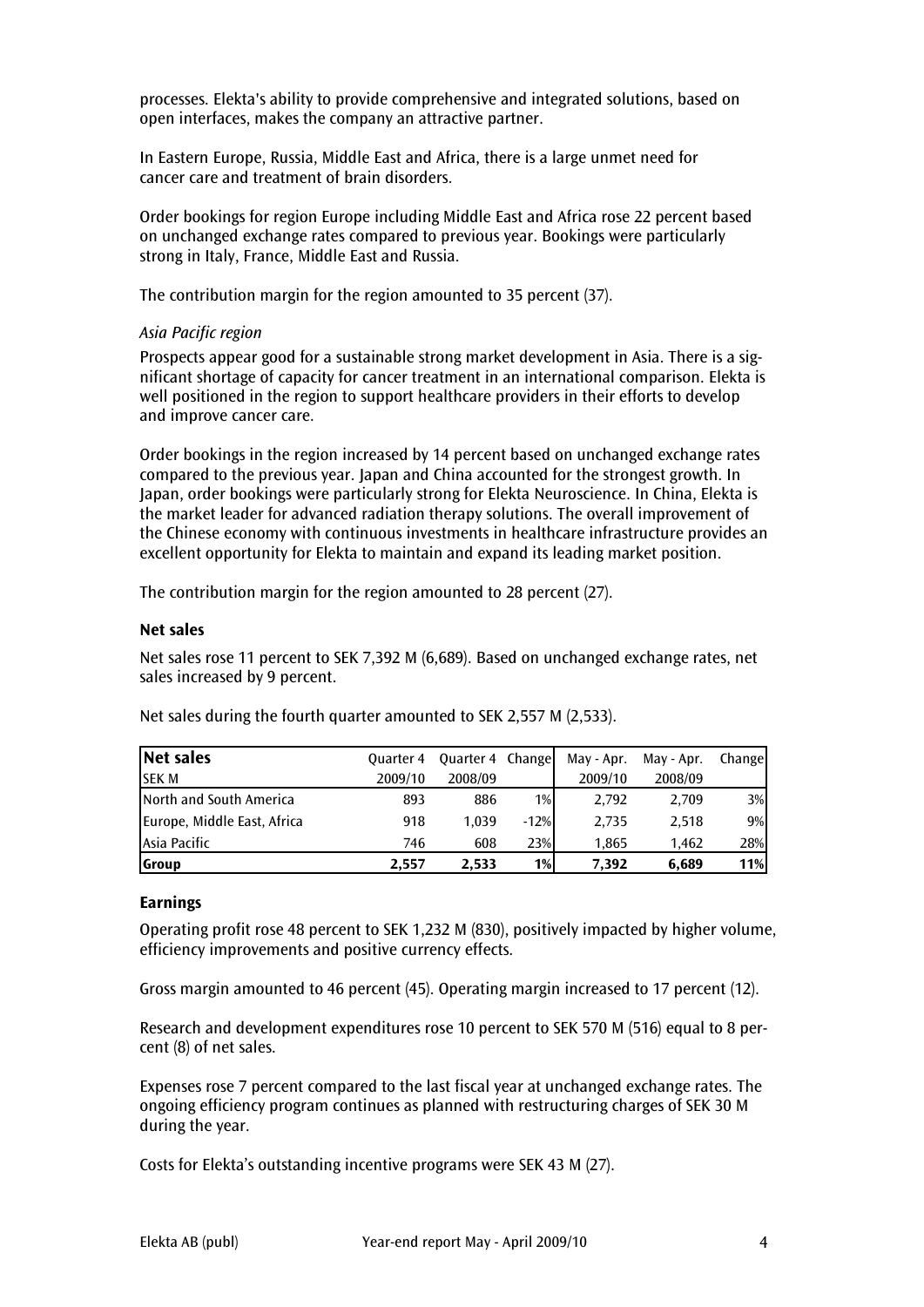processes. Elekta's ability to provide comprehensive and integrated solutions, based on open interfaces, makes the company an attractive partner.

In Eastern Europe, Russia, Middle East and Africa, there is a large unmet need for cancer care and treatment of brain disorders.

Order bookings for region Europe including Middle East and Africa rose 22 percent based on unchanged exchange rates compared to previous year. Bookings were particularly strong in Italy, France, Middle East and Russia.

The contribution margin for the region amounted to 35 percent (37).

*Asia Pacific region*

Prospects appear good for a sustainable strong market development in Asia. There is a significant shortage of capacity for cancer treatment in an international comparison. Elekta is well positioned in the region to support healthcare providers in their efforts to develop and improve cancer care.

Order bookings in the region increased by 14 percent based on unchanged exchange rates compared to the previous year. Japan and China accounted for the strongest growth. In Japan, order bookings were particularly strong for Elekta Neuroscience. In China, Elekta is the market leader for advanced radiation therapy solutions. The overall improvement of the Chinese economy with continuous investments in healthcare infrastructure provides an excellent opportunity for Elekta to maintain and expand its leading market position.

The contribution margin for the region amounted to 28 percent (27).

**Net sales**

Net sales rose 11 percent to SEK 7,392 M (6,689). Based on unchanged exchange rates, net sales increased by 9 percent.

Net sales during the fourth quarter amounted to SEK 2,557 M (2,533).

| **Net sales** SEK M | Quarter 4 2009/10 | Quarter 4 2008/09 | Change | May - Apr. 2009/10 | May - Apr. 2008/09 | Change |
|---|---|---|---|---|---|---|
| North and South America | 893 | 886 | 1% | 2,792 | 2,709 | 3% |
| Europe, Middle East, Africa | 918 | 1,039 | -12% | 2,735 | 2,518 | 9% |
| Asia Pacific | 746 | 608 | 23% | 1,865 | 1,462 | 28% |
| **Group** | **2,557** | **2,533** | **1%** | **7,392** | **6,689** | **11%** |

**Earnings**

Operating profit rose 48 percent to SEK 1,232 M (830), positively impacted by higher volume, efficiency improvements and positive currency effects.

Gross margin amounted to 46 percent (45). Operating margin increased to 17 percent (12).

Research and development expenditures rose 10 percent to SEK 570 M (516) equal to 8 percent (8) of net sales.

Expenses rose 7 percent compared to the last fiscal year at unchanged exchange rates. The ongoing efficiency program continues as planned with restructuring charges of SEK 30 M during the year.

Costs for Elekta's outstanding incentive programs were SEK 43 M (27).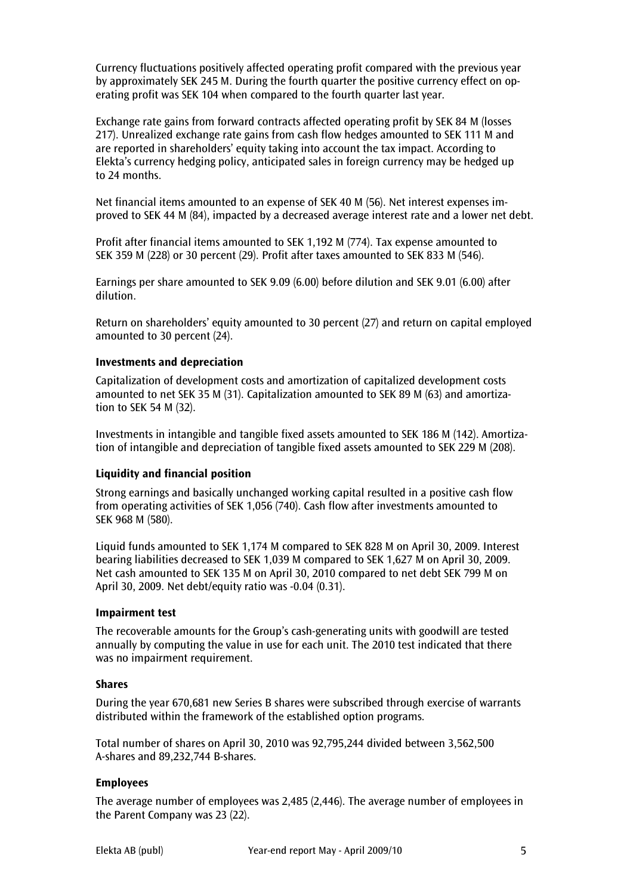Currency fluctuations positively affected operating profit compared with the previous year by approximately SEK 245 M. During the fourth quarter the positive currency effect on operating profit was SEK 104 when compared to the fourth quarter last year.

Exchange rate gains from forward contracts affected operating profit by SEK 84 M (losses 217). Unrealized exchange rate gains from cash flow hedges amounted to SEK 111 M and are reported in shareholders' equity taking into account the tax impact. According to Elekta's currency hedging policy, anticipated sales in foreign currency may be hedged up to 24 months.

Net financial items amounted to an expense of SEK 40 M (56). Net interest expenses improved to SEK 44 M (84), impacted by a decreased average interest rate and a lower net debt.

Profit after financial items amounted to SEK 1,192 M (774). Tax expense amounted to SEK 359 M (228) or 30 percent (29). Profit after taxes amounted to SEK 833 M (546).

Earnings per share amounted to SEK 9.09 (6.00) before dilution and SEK 9.01 (6.00) after dilution.

Return on shareholders' equity amounted to 30 percent (27) and return on capital employed amounted to 30 percent (24).

### Investments and depreciation

Capitalization of development costs and amortization of capitalized development costs amounted to net SEK 35 M (31). Capitalization amounted to SEK 89 M (63) and amortization to SEK 54 M (32).

Investments in intangible and tangible fixed assets amounted to SEK 186 M (142). Amortization of intangible and depreciation of tangible fixed assets amounted to SEK 229 M (208).

### Liquidity and financial position

Strong earnings and basically unchanged working capital resulted in a positive cash flow from operating activities of SEK 1,056 (740). Cash flow after investments amounted to SEK 968 M (580).

Liquid funds amounted to SEK 1,174 M compared to SEK 828 M on April 30, 2009. Interest bearing liabilities decreased to SEK 1,039 M compared to SEK 1,627 M on April 30, 2009. Net cash amounted to SEK 135 M on April 30, 2010 compared to net debt SEK 799 M on April 30, 2009. Net debt/equity ratio was -0.04 (0.31).

### Impairment test

The recoverable amounts for the Group's cash-generating units with goodwill are tested annually by computing the value in use for each unit. The 2010 test indicated that there was no impairment requirement.

### Shares

During the year 670,681 new Series B shares were subscribed through exercise of warrants distributed within the framework of the established option programs.

Total number of shares on April 30, 2010 was 92,795,244 divided between 3,562,500 A-shares and 89,232,744 B-shares.

### Employees

The average number of employees was 2,485 (2,446). The average number of employees in the Parent Company was 23 (22).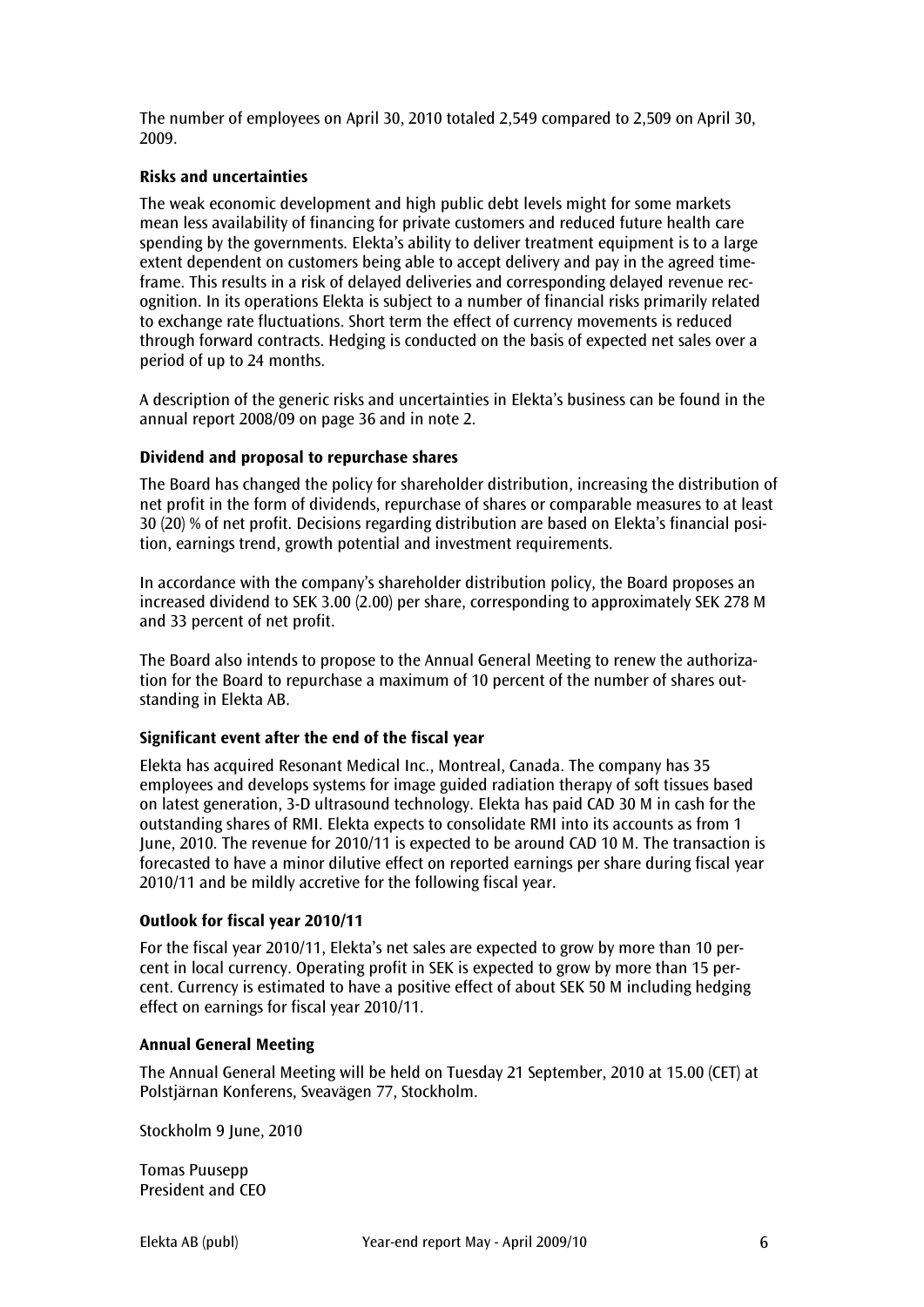The number of employees on April 30, 2010 totaled 2,549 compared to 2,509 on April 30, 2009.

**Risks and uncertainties**

The weak economic development and high public debt levels might for some markets mean less availability of financing for private customers and reduced future health care spending by the governments. Elekta's ability to deliver treatment equipment is to a large extent dependent on customers being able to accept delivery and pay in the agreed time-frame. This results in a risk of delayed deliveries and corresponding delayed revenue recognition. In its operations Elekta is subject to a number of financial risks primarily related to exchange rate fluctuations. Short term the effect of currency movements is reduced through forward contracts. Hedging is conducted on the basis of expected net sales over a period of up to 24 months.

A description of the generic risks and uncertainties in Elekta's business can be found in the annual report 2008/09 on page 36 and in note 2.

**Dividend and proposal to repurchase shares**

The Board has changed the policy for shareholder distribution, increasing the distribution of net profit in the form of dividends, repurchase of shares or comparable measures to at least 30 (20) % of net profit. Decisions regarding distribution are based on Elekta's financial position, earnings trend, growth potential and investment requirements.

In accordance with the company's shareholder distribution policy, the Board proposes an increased dividend to SEK 3.00 (2.00) per share, corresponding to approximately SEK 278 M and 33 percent of net profit.

The Board also intends to propose to the Annual General Meeting to renew the authorization for the Board to repurchase a maximum of 10 percent of the number of shares outstanding in Elekta AB.

**Significant event after the end of the fiscal year**

Elekta has acquired Resonant Medical Inc., Montreal, Canada. The company has 35 employees and develops systems for image guided radiation therapy of soft tissues based on latest generation, 3-D ultrasound technology. Elekta has paid CAD 30 M in cash for the outstanding shares of RMI. Elekta expects to consolidate RMI into its accounts as from 1 June, 2010. The revenue for 2010/11 is expected to be around CAD 10 M. The transaction is forecasted to have a minor dilutive effect on reported earnings per share during fiscal year 2010/11 and be mildly accretive for the following fiscal year.

**Outlook for fiscal year 2010/11**

For the fiscal year 2010/11, Elekta's net sales are expected to grow by more than 10 percent in local currency. Operating profit in SEK is expected to grow by more than 15 percent. Currency is estimated to have a positive effect of about SEK 50 M including hedging effect on earnings for fiscal year 2010/11.

**Annual General Meeting**

The Annual General Meeting will be held on Tuesday 21 September, 2010 at 15.00 (CET) at Polstjärnan Konferens, Sveavägen 77, Stockholm.

Stockholm 9 June, 2010

Tomas Puusepp
President and CEO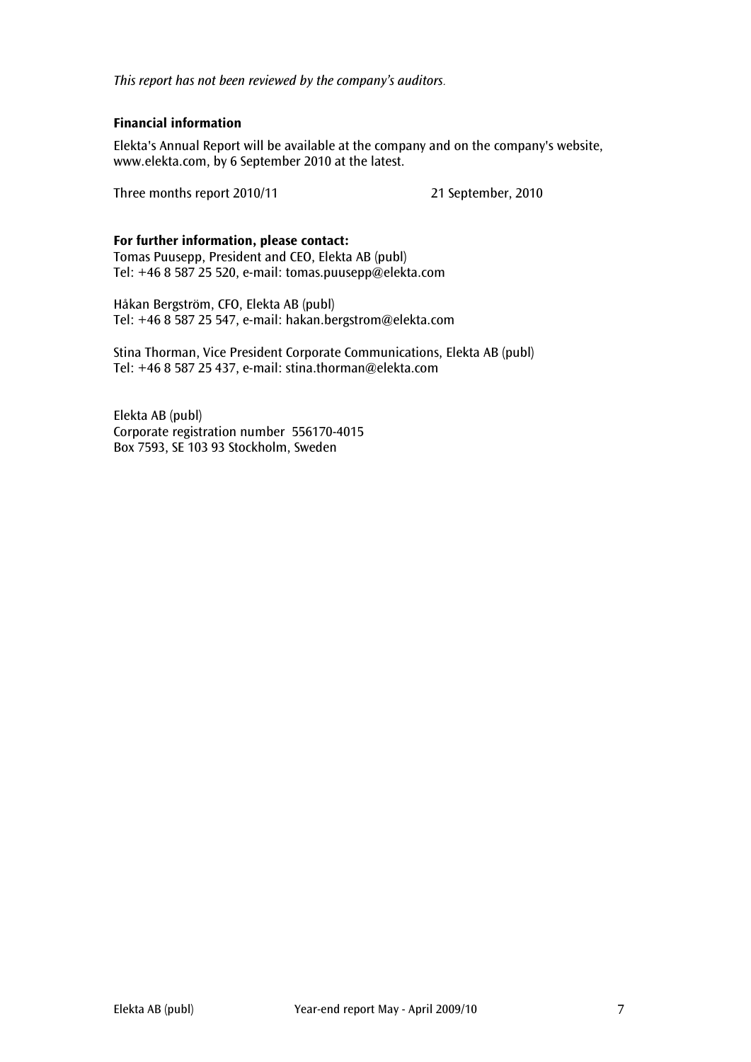*This report has not been reviewed by the company's auditors.*

**Financial information**

Elekta's Annual Report will be available at the company and on the company's website, www.elekta.com, by 6 September 2010 at the latest.

Three months report 2010/11 — 21 September, 2010

**For further information, please contact:**
Tomas Puusepp, President and CEO, Elekta AB (publ)
Tel: +46 8 587 25 520, e-mail: tomas.puusepp@elekta.com

Håkan Bergström, CFO, Elekta AB (publ)
Tel: +46 8 587 25 547, e-mail: hakan.bergstrom@elekta.com

Stina Thorman, Vice President Corporate Communications, Elekta AB (publ)
Tel: +46 8 587 25 437, e-mail: stina.thorman@elekta.com

Elekta AB (publ)
Corporate registration number 556170-4015
Box 7593, SE 103 93 Stockholm, Sweden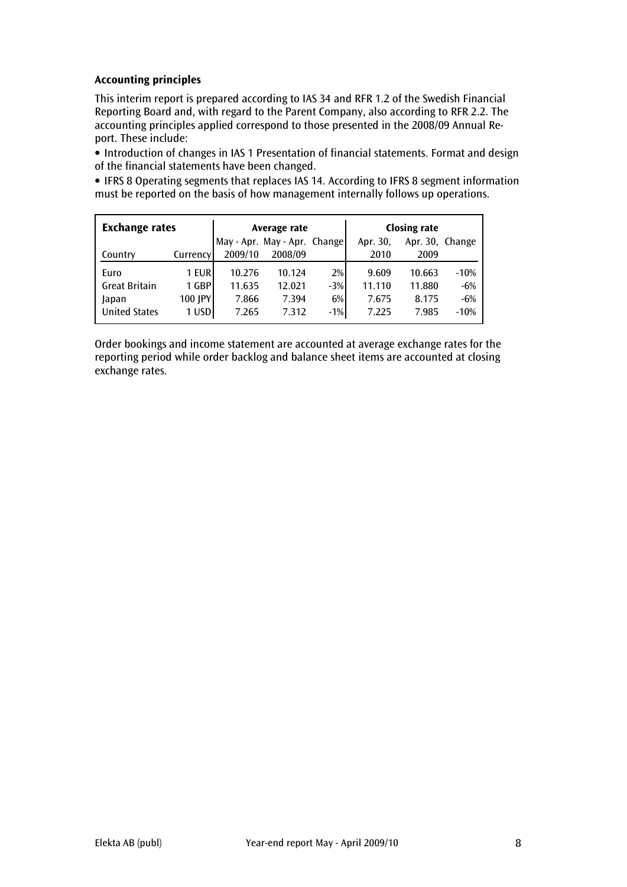## Accounting principles

This interim report is prepared according to IAS 34 and RFR 1.2 of the Swedish Financial Reporting Board and, with regard to the Parent Company, also according to RFR 2.2. The accounting principles applied correspond to those presented in the 2008/09 Annual Report. These include:

- Introduction of changes in IAS 1 Presentation of financial statements. Format and design of the financial statements have been changed.
- IFRS 8 Operating segments that replaces IAS 14. According to IFRS 8 segment information must be reported on the basis of how management internally follows up operations.

| **Exchange rates** | | Average rate | | | Closing rate | | |
|---|---|---|---|---|---|---|---|
| | | May - Apr. | May - Apr. | Change | Apr. 30, | Apr. 30, | Change |
| Country | Currency | 2009/10 | 2008/09 | | 2010 | 2009 | |
| Euro | 1 EUR | 10.276 | 10.124 | 2% | 9.609 | 10.663 | -10% |
| Great Britain | 1 GBP | 11.635 | 12.021 | -3% | 11.110 | 11.880 | -6% |
| Japan | 100 JPY | 7.866 | 7.394 | 6% | 7.675 | 8.175 | -6% |
| United States | 1 USD | 7.265 | 7.312 | -1% | 7.225 | 7.985 | -10% |

Order bookings and income statement are accounted at average exchange rates for the reporting period while order backlog and balance sheet items are accounted at closing exchange rates.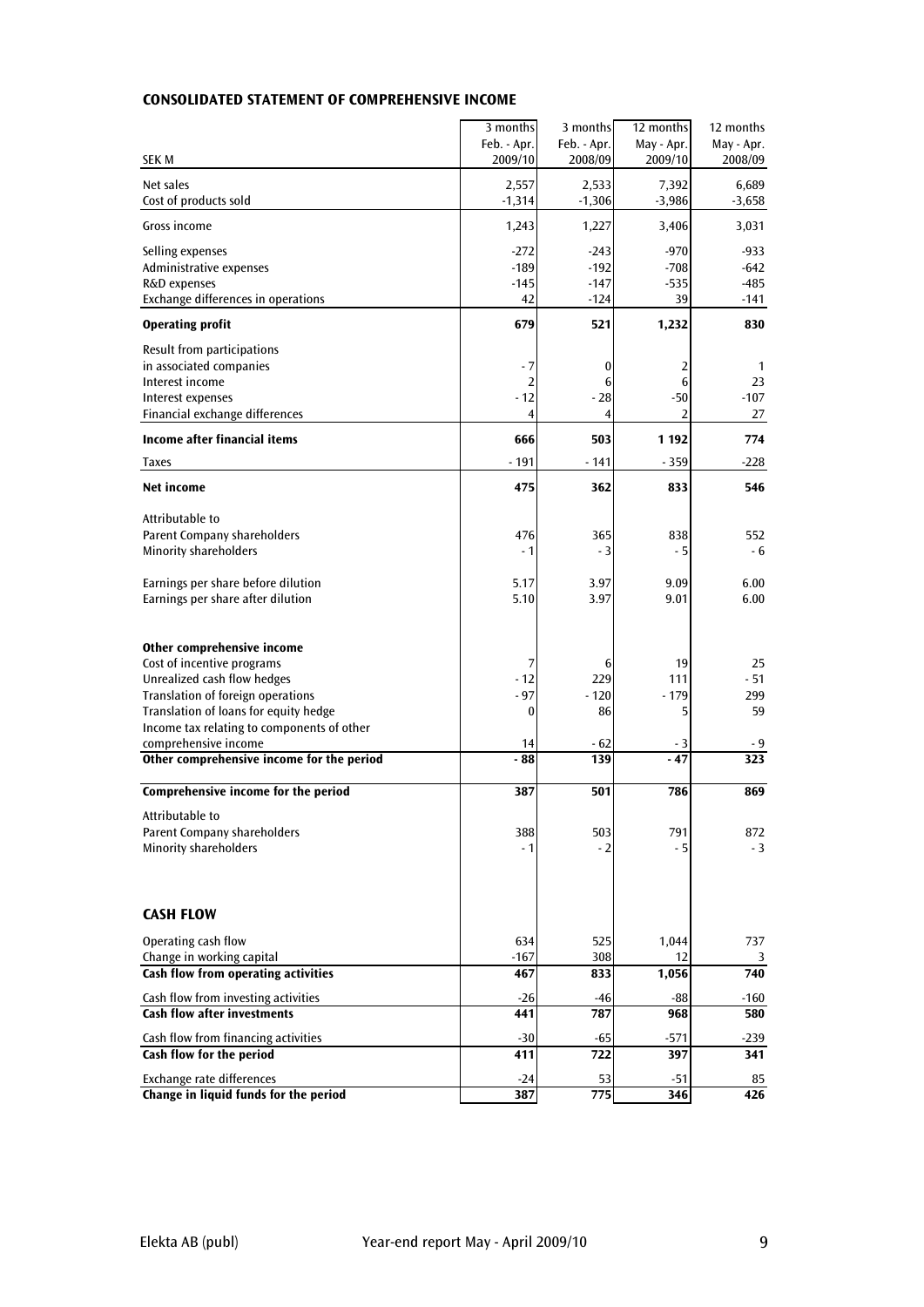## CONSOLIDATED STATEMENT OF COMPREHENSIVE INCOME

| SEK M | 3 months Feb. - Apr. 2009/10 | 3 months Feb. - Apr. 2008/09 | 12 months May - Apr. 2009/10 | 12 months May - Apr. 2008/09 |
|---|---|---|---|---|
| Net sales | 2,557 | 2,533 | 7,392 | 6,689 |
| Cost of products sold | -1,314 | -1,306 | -3,986 | -3,658 |
| Gross income | 1,243 | 1,227 | 3,406 | 3,031 |
| Selling expenses | -272 | -243 | -970 | -933 |
| Administrative expenses | -189 | -192 | -708 | -642 |
| R&D expenses | -145 | -147 | -535 | -485 |
| Exchange differences in operations | 42 | -124 | 39 | -141 |
| **Operating profit** | **679** | **521** | **1,232** | **830** |
| Result from participations in associated companies | - 7 | 0 | 2 | 1 |
| Interest income | 2 | 6 | 6 | 23 |
| Interest expenses | - 12 | - 28 | -50 | -107 |
| Financial exchange differences | 4 | 4 | 2 | 27 |
| **Income after financial items** | **666** | **503** | **1 192** | **774** |
| Taxes | - 191 | - 141 | - 359 | -228 |
| **Net income** | **475** | **362** | **833** | **546** |
| Attributable to | | | | |
| Parent Company shareholders | 476 | 365 | 838 | 552 |
| Minority shareholders | - 1 | - 3 | - 5 | - 6 |
| Earnings per share before dilution | 5.17 | 3.97 | 9.09 | 6.00 |
| Earnings per share after dilution | 5.10 | 3.97 | 9.01 | 6.00 |
| **Other comprehensive income** | | | | |
| Cost of incentive programs | 7 | 6 | 19 | 25 |
| Unrealized cash flow hedges | - 12 | 229 | 111 | - 51 |
| Translation of foreign operations | - 97 | - 120 | - 179 | 299 |
| Translation of loans for equity hedge | 0 | 86 | 5 | 59 |
| Income tax relating to components of other comprehensive income | 14 | - 62 | - 3 | - 9 |
| **Other comprehensive income for the period** | **- 88** | **139** | **- 47** | **323** |
| **Comprehensive income for the period** | **387** | **501** | **786** | **869** |
| Attributable to | | | | |
| Parent Company shareholders | 388 | 503 | 791 | 872 |
| Minority shareholders | - 1 | - 2 | - 5 | - 3 |

## CASH FLOW

| SEK M | 3 months Feb. - Apr. 2009/10 | 3 months Feb. - Apr. 2008/09 | 12 months May - Apr. 2009/10 | 12 months May - Apr. 2008/09 |
|---|---|---|---|---|
| Operating cash flow | 634 | 525 | 1,044 | 737 |
| Change in working capital | -167 | 308 | 12 | 3 |
| **Cash flow from operating activities** | **467** | **833** | **1,056** | **740** |
| Cash flow from investing activities | -26 | -46 | -88 | -160 |
| **Cash flow after investments** | **441** | **787** | **968** | **580** |
| Cash flow from financing activities | -30 | -65 | -571 | -239 |
| **Cash flow for the period** | **411** | **722** | **397** | **341** |
| Exchange rate differences | -24 | 53 | -51 | 85 |
| **Change in liquid funds for the period** | **387** | **775** | **346** | **426** |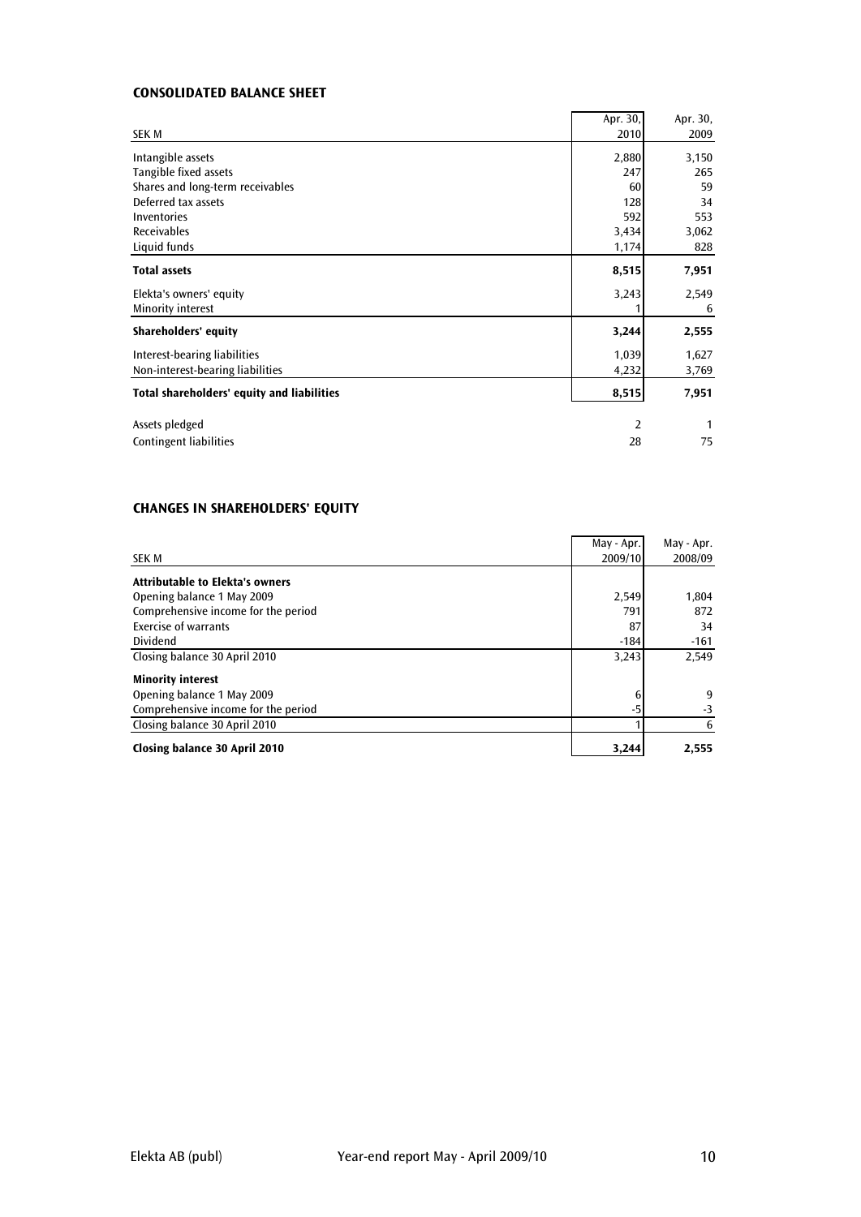## CONSOLIDATED BALANCE SHEET

| SEK M | Apr. 30, 2010 | Apr. 30, 2009 |
|---|---|---|
| Intangible assets | 2,880 | 3,150 |
| Tangible fixed assets | 247 | 265 |
| Shares and long-term receivables | 60 | 59 |
| Deferred tax assets | 128 | 34 |
| Inventories | 592 | 553 |
| Receivables | 3,434 | 3,062 |
| Liquid funds | 1,174 | 828 |
| **Total assets** | **8,515** | **7,951** |
| Elekta's owners' equity | 3,243 | 2,549 |
| Minority interest | 1 | 6 |
| **Shareholders' equity** | **3,244** | **2,555** |
| Interest-bearing liabilities | 1,039 | 1,627 |
| Non-interest-bearing liabilities | 4,232 | 3,769 |
| **Total shareholders' equity and liabilities** | **8,515** | **7,951** |
| Assets pledged | 2 | 1 |
| Contingent liabilities | 28 | 75 |

## CHANGES IN SHAREHOLDERS' EQUITY

| SEK M | May - Apr. 2009/10 | May - Apr. 2008/09 |
|---|---|---|
| **Attributable to Elekta's owners** | | |
| Opening balance 1 May 2009 | 2,549 | 1,804 |
| Comprehensive income for the period | 791 | 872 |
| Exercise of warrants | 87 | 34 |
| Dividend | -184 | -161 |
| Closing balance 30 April 2010 | 3,243 | 2,549 |
| **Minority interest** | | |
| Opening balance 1 May 2009 | 6 | 9 |
| Comprehensive income for the period | -5 | -3 |
| Closing balance 30 April 2010 | 1 | 6 |
| **Closing balance 30 April 2010** | **3,244** | **2,555** |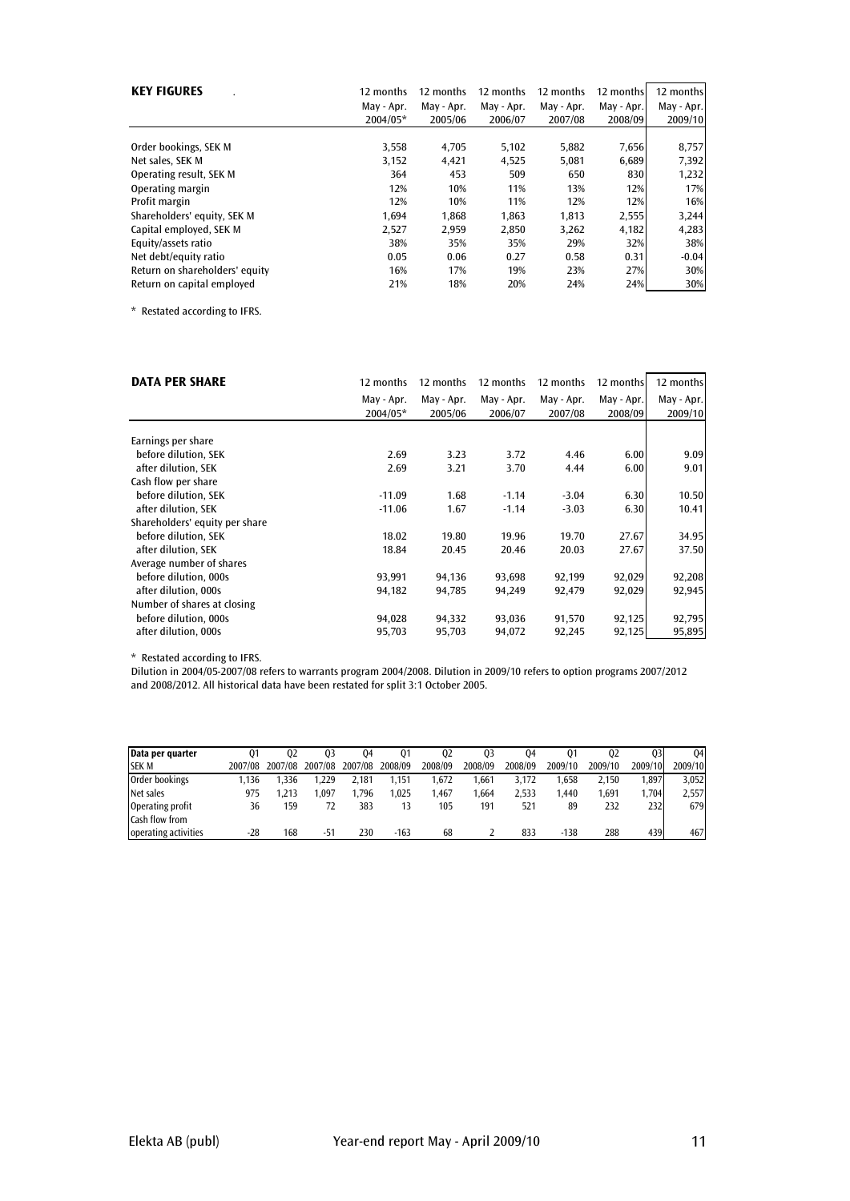| KEY FIGURES | 12 months May - Apr. 2004/05* | 12 months May - Apr. 2005/06 | 12 months May - Apr. 2006/07 | 12 months May - Apr. 2007/08 | 12 months May - Apr. 2008/09 | 12 months May - Apr. 2009/10 |
|---|---|---|---|---|---|---|
| Order bookings, SEK M | 3,558 | 4,705 | 5,102 | 5,882 | 7,656 | 8,757 |
| Net sales, SEK M | 3,152 | 4,421 | 4,525 | 5,081 | 6,689 | 7,392 |
| Operating result, SEK M | 364 | 453 | 509 | 650 | 830 | 1,232 |
| Operating margin | 12% | 10% | 11% | 13% | 12% | 17% |
| Profit margin | 12% | 10% | 11% | 12% | 12% | 16% |
| Shareholders' equity, SEK M | 1,694 | 1,868 | 1,863 | 1,813 | 2,555 | 3,244 |
| Capital employed, SEK M | 2,527 | 2,959 | 2,850 | 3,262 | 4,182 | 4,283 |
| Equity/assets ratio | 38% | 35% | 35% | 29% | 32% | 38% |
| Net debt/equity ratio | 0.05 | 0.06 | 0.27 | 0.58 | 0.31 | -0.04 |
| Return on shareholders' equity | 16% | 17% | 19% | 23% | 27% | 30% |
| Return on capital employed | 21% | 18% | 20% | 24% | 24% | 30% |

\* Restated according to IFRS.

| DATA PER SHARE | 12 months May - Apr. 2004/05* | 12 months May - Apr. 2005/06 | 12 months May - Apr. 2006/07 | 12 months May - Apr. 2007/08 | 12 months May - Apr. 2008/09 | 12 months May - Apr. 2009/10 |
|---|---|---|---|---|---|---|
| Earnings per share | | | | | | |
| before dilution, SEK | 2.69 | 3.23 | 3.72 | 4.46 | 6.00 | 9.09 |
| after dilution, SEK | 2.69 | 3.21 | 3.70 | 4.44 | 6.00 | 9.01 |
| Cash flow per share | | | | | | |
| before dilution, SEK | -11.09 | 1.68 | -1.14 | -3.04 | 6.30 | 10.50 |
| after dilution, SEK | -11.06 | 1.67 | -1.14 | -3.03 | 6.30 | 10.41 |
| Shareholders' equity per share | | | | | | |
| before dilution, SEK | 18.02 | 19.80 | 19.96 | 19.70 | 27.67 | 34.95 |
| after dilution, SEK | 18.84 | 20.45 | 20.46 | 20.03 | 27.67 | 37.50 |
| Average number of shares | | | | | | |
| before dilution, 000s | 93,991 | 94,136 | 93,698 | 92,199 | 92,029 | 92,208 |
| after dilution, 000s | 94,182 | 94,785 | 94,249 | 92,479 | 92,029 | 92,945 |
| Number of shares at closing | | | | | | |
| before dilution, 000s | 94,028 | 94,332 | 93,036 | 91,570 | 92,125 | 92,795 |
| after dilution, 000s | 95,703 | 95,703 | 94,072 | 92,245 | 92,125 | 95,895 |

\* Restated according to IFRS.

Dilution in 2004/05-2007/08 refers to warrants program 2004/2008. Dilution in 2009/10 refers to option programs 2007/2012 and 2008/2012. All historical data have been restated for split 3:1 October 2005.

| Data per quarter SEK M | Q1 2007/08 | Q2 2007/08 | Q3 2007/08 | Q4 2007/08 | Q1 2008/09 | Q2 2008/09 | Q3 2008/09 | Q4 2008/09 | Q1 2009/10 | Q2 2009/10 | Q3 2009/10 | Q4 2009/10 |
|---|---|---|---|---|---|---|---|---|---|---|---|---|
| Order bookings | 1,136 | 1,336 | 1,229 | 2,181 | 1,151 | 1,672 | 1,661 | 3,172 | 1,658 | 2,150 | 1,897 | 3,052 |
| Net sales | 975 | 1,213 | 1,097 | 1,796 | 1,025 | 1,467 | 1,664 | 2,533 | 1,440 | 1,691 | 1,704 | 2,557 |
| Operating profit | 36 | 159 | 72 | 383 | 13 | 105 | 191 | 521 | 89 | 232 | 232 | 679 |
| Cash flow from operating activities | -28 | 168 | -51 | 230 | -163 | 68 | 2 | 833 | -138 | 288 | 439 | 467 |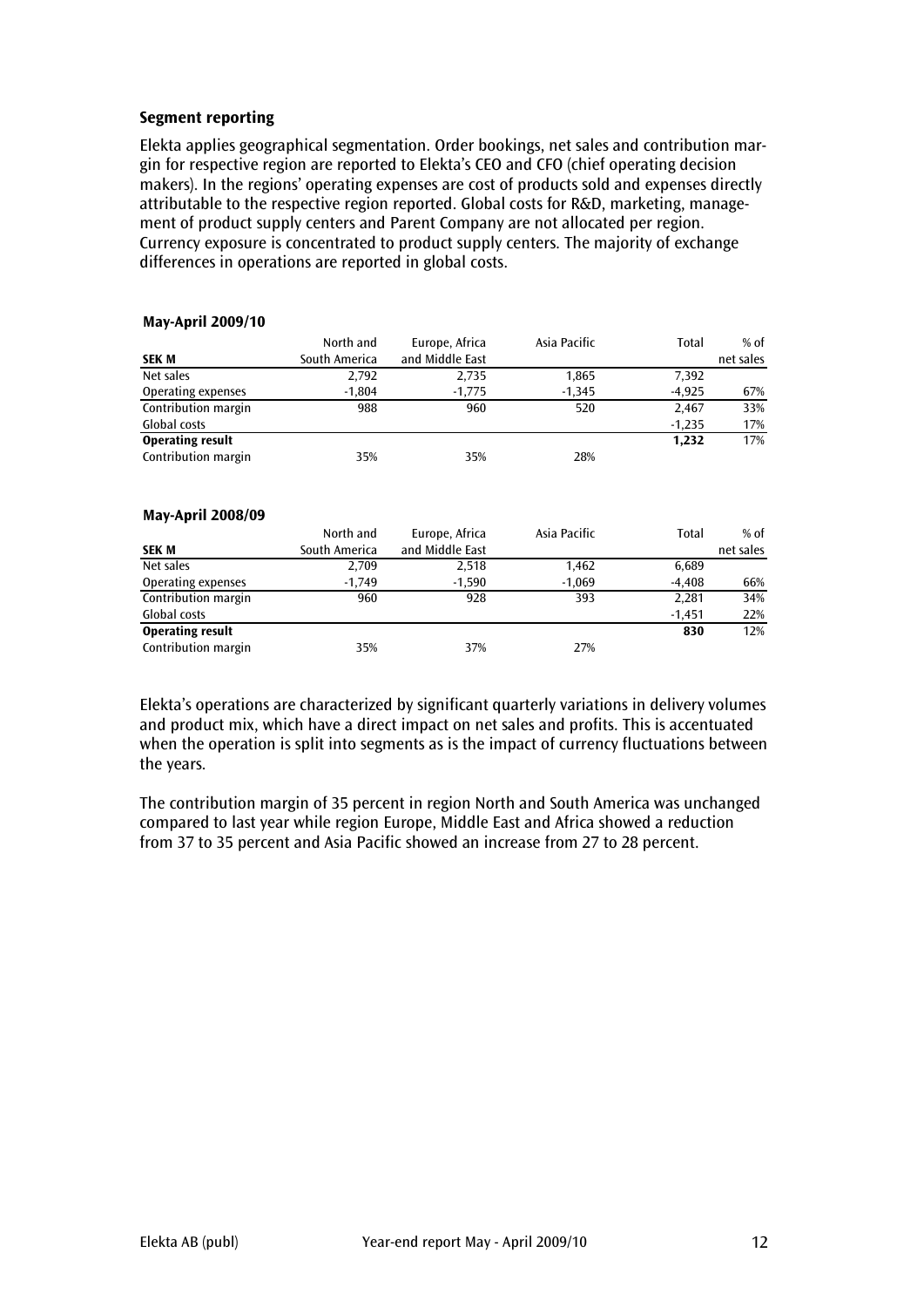**Segment reporting**

Elekta applies geographical segmentation. Order bookings, net sales and contribution margin for respective region are reported to Elekta's CEO and CFO (chief operating decision makers). In the regions' operating expenses are cost of products sold and expenses directly attributable to the respective region reported. Global costs for R&D, marketing, management of product supply centers and Parent Company are not allocated per region. Currency exposure is concentrated to product supply centers. The majority of exchange differences in operations are reported in global costs.

**May-April 2009/10**

| SEK M | North and South America | Europe, Africa and Middle East | Asia Pacific | Total | % of net sales |
|---|---|---|---|---|---|
| Net sales | 2,792 | 2,735 | 1,865 | 7,392 | |
| Operating expenses | -1,804 | -1,775 | -1,345 | -4,925 | 67% |
| Contribution margin | 988 | 960 | 520 | 2,467 | 33% |
| Global costs | | | | -1,235 | 17% |
| **Operating result** | | | | **1,232** | 17% |
| Contribution margin | 35% | 35% | 28% | | |

**May-April 2008/09**

| SEK M | North and South America | Europe, Africa and Middle East | Asia Pacific | Total | % of net sales |
|---|---|---|---|---|---|
| Net sales | 2,709 | 2,518 | 1,462 | 6,689 | |
| Operating expenses | -1,749 | -1,590 | -1,069 | -4,408 | 66% |
| Contribution margin | 960 | 928 | 393 | 2,281 | 34% |
| Global costs | | | | -1,451 | 22% |
| **Operating result** | | | | **830** | 12% |
| Contribution margin | 35% | 37% | 27% | | |

Elekta's operations are characterized by significant quarterly variations in delivery volumes and product mix, which have a direct impact on net sales and profits. This is accentuated when the operation is split into segments as is the impact of currency fluctuations between the years.

The contribution margin of 35 percent in region North and South America was unchanged compared to last year while region Europe, Middle East and Africa showed a reduction from 37 to 35 percent and Asia Pacific showed an increase from 27 to 28 percent.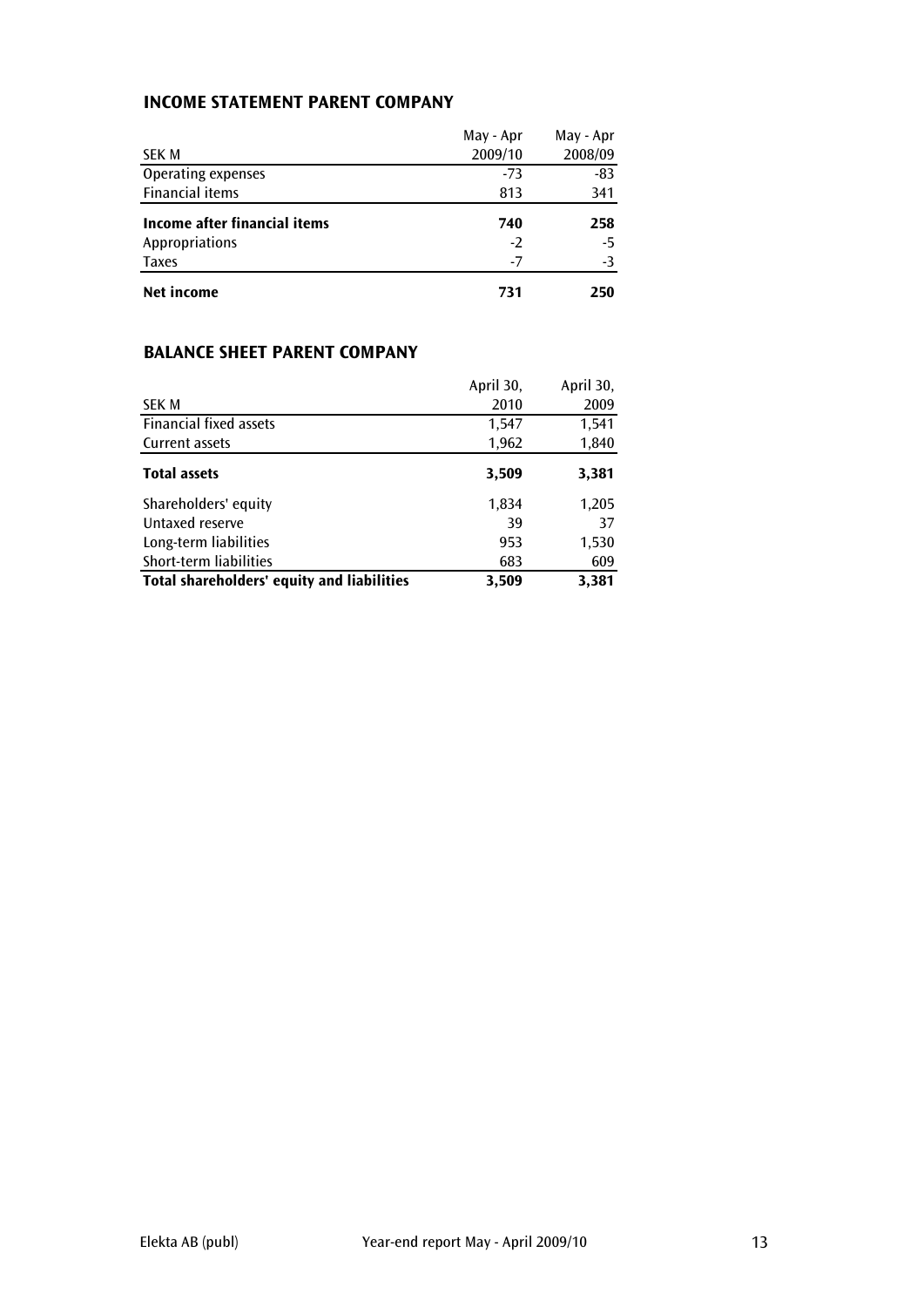## INCOME STATEMENT PARENT COMPANY

| SEK M | May - Apr 2009/10 | May - Apr 2008/09 |
|---|---|---|
| Operating expenses | -73 | -83 |
| Financial items | 813 | 341 |
| **Income after financial items** | **740** | **258** |
| Appropriations | -2 | -5 |
| Taxes | -7 | -3 |
| **Net income** | **731** | **250** |

## BALANCE SHEET PARENT COMPANY

| SEK M | April 30, 2010 | April 30, 2009 |
|---|---|---|
| Financial fixed assets | 1,547 | 1,541 |
| Current assets | 1,962 | 1,840 |
| **Total assets** | **3,509** | **3,381** |
| Shareholders' equity | 1,834 | 1,205 |
| Untaxed reserve | 39 | 37 |
| Long-term liabilities | 953 | 1,530 |
| Short-term liabilities | 683 | 609 |
| **Total shareholders' equity and liabilities** | **3,509** | **3,381** |